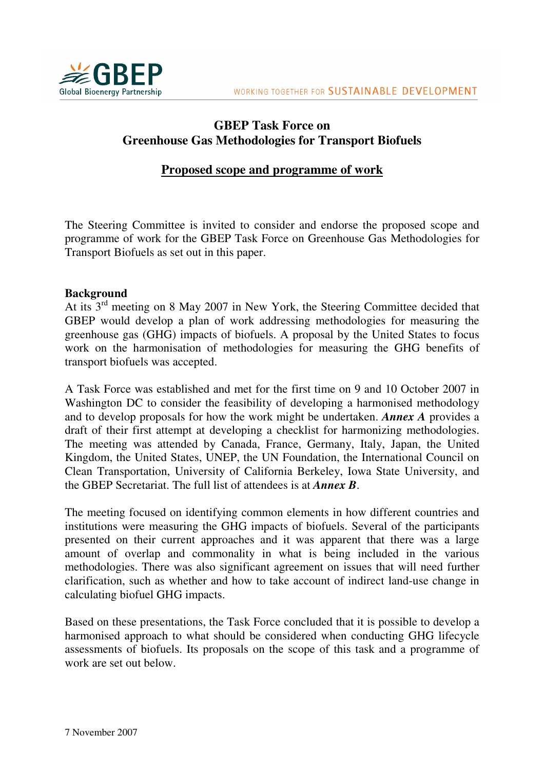# GBEP Task Force on Greenhouse Gas Methodologies for Transport Biofuels

## Proposed scope and programme of work

The Steering Committee is invited to consider and endorse the proposed scope and programme of work for the GBEP Task Force on Greenhouse Gas Methodologies for Transport Biofuels as set out in this paper.

**Background**

At its 3rd meeting on 8 May 2007 in New York, the Steering Committee decided that GBEP would develop a plan of work addressing methodologies for measuring the greenhouse gas (GHG) impacts of biofuels. A proposal by the United States to focus work on the harmonisation of methodologies for measuring the GHG benefits of transport biofuels was accepted.

A Task Force was established and met for the first time on 9 and 10 October 2007 in Washington DC to consider the feasibility of developing a harmonised methodology and to develop proposals for how the work might be undertaken. ***Annex A*** provides a draft of their first attempt at developing a checklist for harmonizing methodologies. The meeting was attended by Canada, France, Germany, Italy, Japan, the United Kingdom, the United States, UNEP, the UN Foundation, the International Council on Clean Transportation, University of California Berkeley, Iowa State University, and the GBEP Secretariat. The full list of attendees is at ***Annex B***.

The meeting focused on identifying common elements in how different countries and institutions were measuring the GHG impacts of biofuels. Several of the participants presented on their current approaches and it was apparent that there was a large amount of overlap and commonality in what is being included in the various methodologies. There was also significant agreement on issues that will need further clarification, such as whether and how to take account of indirect land-use change in calculating biofuel GHG impacts.

Based on these presentations, the Task Force concluded that it is possible to develop a harmonised approach to what should be considered when conducting GHG lifecycle assessments of biofuels. Its proposals on the scope of this task and a programme of work are set out below.

7 November 2007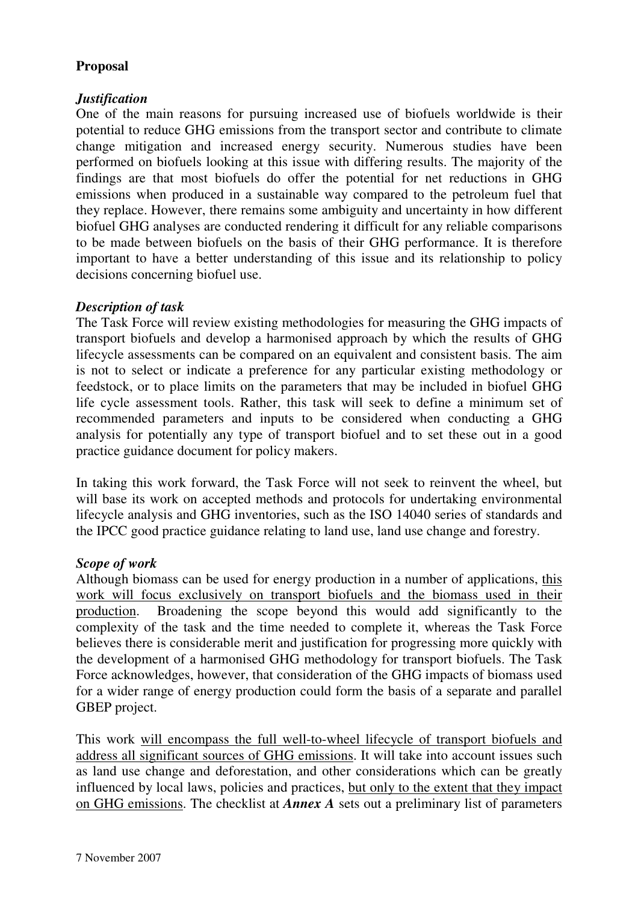**Proposal**

***Justification***

One of the main reasons for pursuing increased use of biofuels worldwide is their potential to reduce GHG emissions from the transport sector and contribute to climate change mitigation and increased energy security. Numerous studies have been performed on biofuels looking at this issue with differing results. The majority of the findings are that most biofuels do offer the potential for net reductions in GHG emissions when produced in a sustainable way compared to the petroleum fuel that they replace. However, there remains some ambiguity and uncertainty in how different biofuel GHG analyses are conducted rendering it difficult for any reliable comparisons to be made between biofuels on the basis of their GHG performance. It is therefore important to have a better understanding of this issue and its relationship to policy decisions concerning biofuel use.

***Description of task***

The Task Force will review existing methodologies for measuring the GHG impacts of transport biofuels and develop a harmonised approach by which the results of GHG lifecycle assessments can be compared on an equivalent and consistent basis. The aim is not to select or indicate a preference for any particular existing methodology or feedstock, or to place limits on the parameters that may be included in biofuel GHG life cycle assessment tools. Rather, this task will seek to define a minimum set of recommended parameters and inputs to be considered when conducting a GHG analysis for potentially any type of transport biofuel and to set these out in a good practice guidance document for policy makers.

In taking this work forward, the Task Force will not seek to reinvent the wheel, but will base its work on accepted methods and protocols for undertaking environmental lifecycle analysis and GHG inventories, such as the ISO 14040 series of standards and the IPCC good practice guidance relating to land use, land use change and forestry.

***Scope of work***

Although biomass can be used for energy production in a number of applications, this work will focus exclusively on transport biofuels and the biomass used in their production. Broadening the scope beyond this would add significantly to the complexity of the task and the time needed to complete it, whereas the Task Force believes there is considerable merit and justification for progressing more quickly with the development of a harmonised GHG methodology for transport biofuels. The Task Force acknowledges, however, that consideration of the GHG impacts of biomass used for a wider range of energy production could form the basis of a separate and parallel GBEP project.

This work will encompass the full well-to-wheel lifecycle of transport biofuels and address all significant sources of GHG emissions. It will take into account issues such as land use change and deforestation, and other considerations which can be greatly influenced by local laws, policies and practices, but only to the extent that they impact on GHG emissions. The checklist at ***Annex A*** sets out a preliminary list of parameters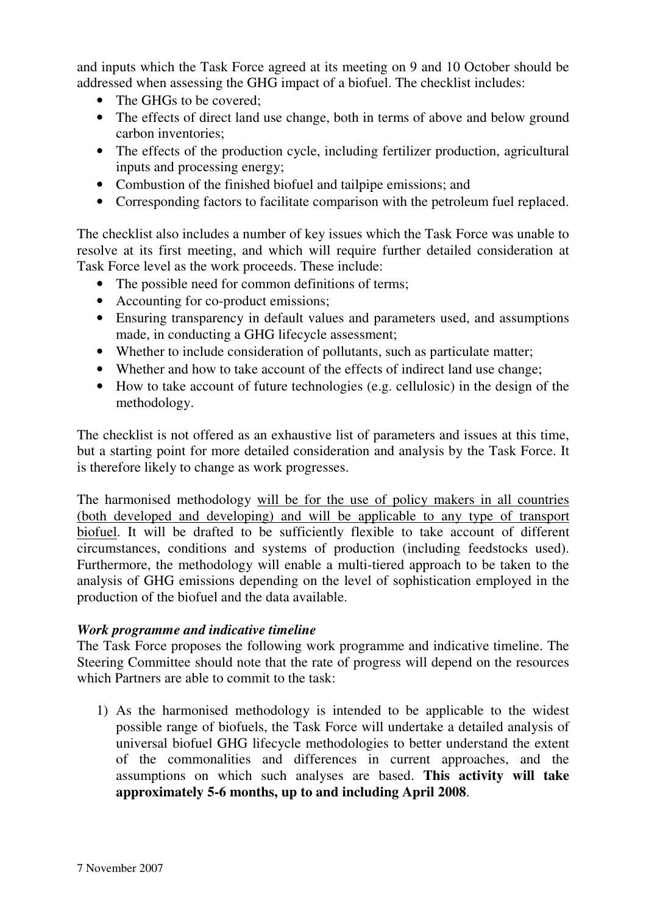and inputs which the Task Force agreed at its meeting on 9 and 10 October should be addressed when assessing the GHG impact of a biofuel. The checklist includes:

- The GHGs to be covered;
- The effects of direct land use change, both in terms of above and below ground carbon inventories;
- The effects of the production cycle, including fertilizer production, agricultural inputs and processing energy;
- Combustion of the finished biofuel and tailpipe emissions; and
- Corresponding factors to facilitate comparison with the petroleum fuel replaced.

The checklist also includes a number of key issues which the Task Force was unable to resolve at its first meeting, and which will require further detailed consideration at Task Force level as the work proceeds. These include:

- The possible need for common definitions of terms;
- Accounting for co-product emissions;
- Ensuring transparency in default values and parameters used, and assumptions made, in conducting a GHG lifecycle assessment;
- Whether to include consideration of pollutants, such as particulate matter;
- Whether and how to take account of the effects of indirect land use change;
- How to take account of future technologies (e.g. cellulosic) in the design of the methodology.

The checklist is not offered as an exhaustive list of parameters and issues at this time, but a starting point for more detailed consideration and analysis by the Task Force. It is therefore likely to change as work progresses.

The harmonised methodology will be for the use of policy makers in all countries (both developed and developing) and will be applicable to any type of transport biofuel. It will be drafted to be sufficiently flexible to take account of different circumstances, conditions and systems of production (including feedstocks used). Furthermore, the methodology will enable a multi-tiered approach to be taken to the analysis of GHG emissions depending on the level of sophistication employed in the production of the biofuel and the data available.

***Work programme and indicative timeline***

The Task Force proposes the following work programme and indicative timeline. The Steering Committee should note that the rate of progress will depend on the resources which Partners are able to commit to the task:

1) As the harmonised methodology is intended to be applicable to the widest possible range of biofuels, the Task Force will undertake a detailed analysis of universal biofuel GHG lifecycle methodologies to better understand the extent of the commonalities and differences in current approaches, and the assumptions on which such analyses are based. **This activity will take approximately 5-6 months, up to and including April 2008**.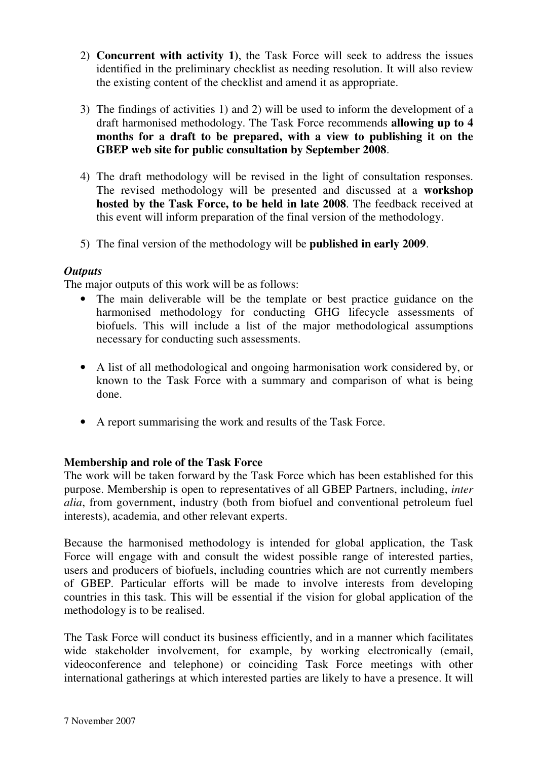2) **Concurrent with activity 1)**, the Task Force will seek to address the issues identified in the preliminary checklist as needing resolution. It will also review the existing content of the checklist and amend it as appropriate.

3) The findings of activities 1) and 2) will be used to inform the development of a draft harmonised methodology. The Task Force recommends **allowing up to 4 months for a draft to be prepared, with a view to publishing it on the GBEP web site for public consultation by September 2008**.

4) The draft methodology will be revised in the light of consultation responses. The revised methodology will be presented and discussed at a **workshop hosted by the Task Force, to be held in late 2008**. The feedback received at this event will inform preparation of the final version of the methodology.

5) The final version of the methodology will be **published in early 2009**.

***Outputs***

The major outputs of this work will be as follows:

- The main deliverable will be the template or best practice guidance on the harmonised methodology for conducting GHG lifecycle assessments of biofuels. This will include a list of the major methodological assumptions necessary for conducting such assessments.

- A list of all methodological and ongoing harmonisation work considered by, or known to the Task Force with a summary and comparison of what is being done.

- A report summarising the work and results of the Task Force.

**Membership and role of the Task Force**

The work will be taken forward by the Task Force which has been established for this purpose. Membership is open to representatives of all GBEP Partners, including, *inter alia*, from government, industry (both from biofuel and conventional petroleum fuel interests), academia, and other relevant experts.

Because the harmonised methodology is intended for global application, the Task Force will engage with and consult the widest possible range of interested parties, users and producers of biofuels, including countries which are not currently members of GBEP. Particular efforts will be made to involve interests from developing countries in this task. This will be essential if the vision for global application of the methodology is to be realised.

The Task Force will conduct its business efficiently, and in a manner which facilitates wide stakeholder involvement, for example, by working electronically (email, videoconference and telephone) or coinciding Task Force meetings with other international gatherings at which interested parties are likely to have a presence. It will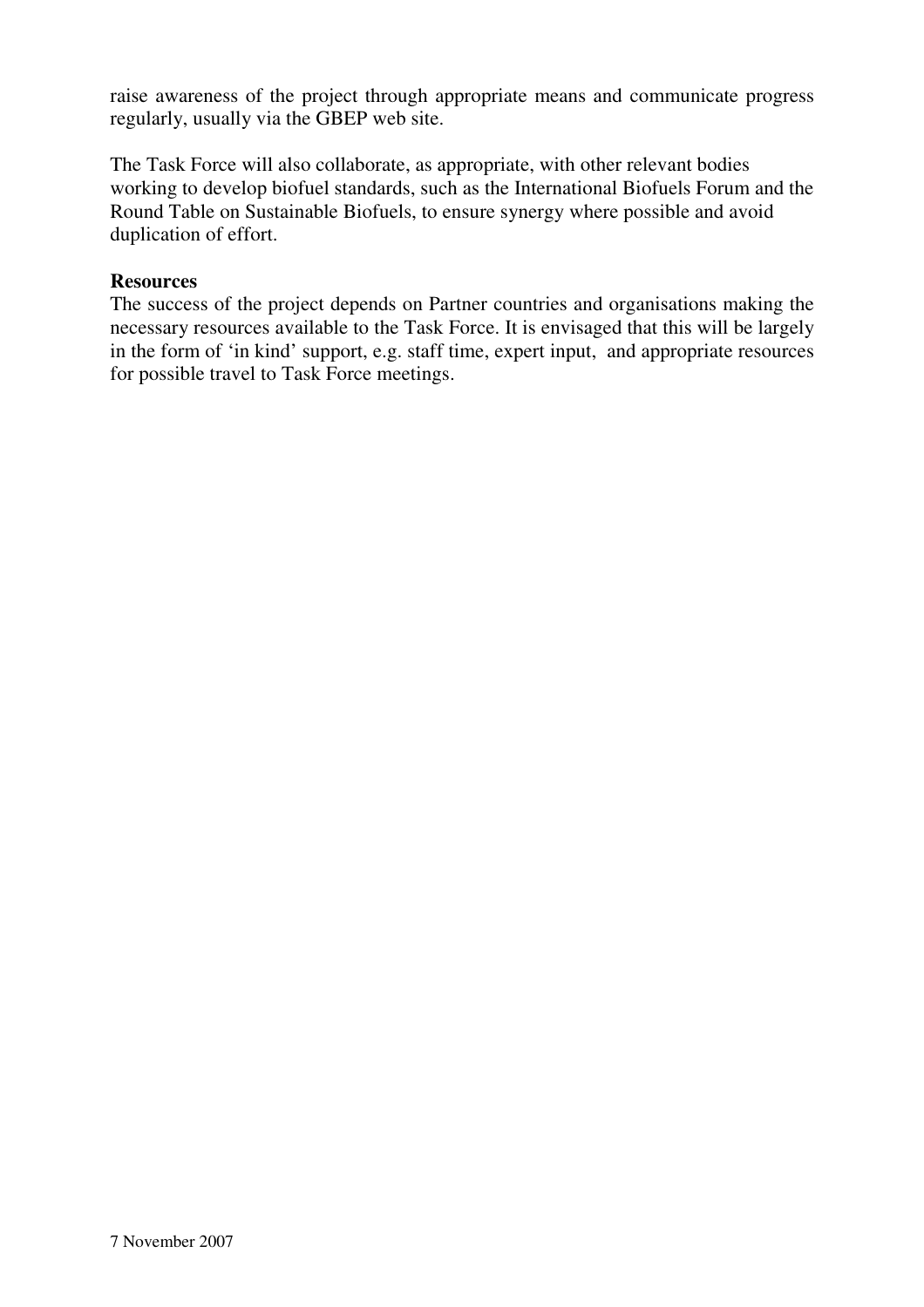raise awareness of the project through appropriate means and communicate progress regularly, usually via the GBEP web site.

The Task Force will also collaborate, as appropriate, with other relevant bodies working to develop biofuel standards, such as the International Biofuels Forum and the Round Table on Sustainable Biofuels, to ensure synergy where possible and avoid duplication of effort.

**Resources**

The success of the project depends on Partner countries and organisations making the necessary resources available to the Task Force. It is envisaged that this will be largely in the form of 'in kind' support, e.g. staff time, expert input, and appropriate resources for possible travel to Task Force meetings.

7 November 2007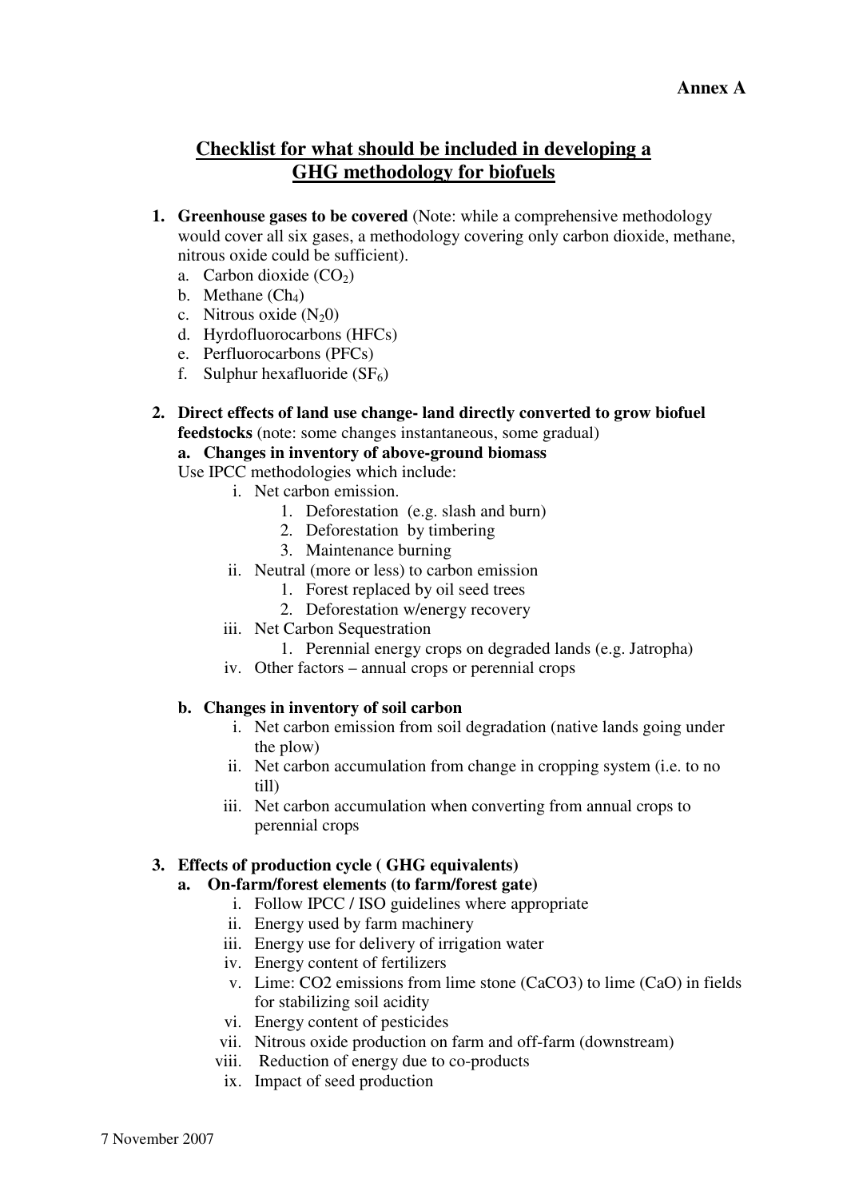**Annex A**

## Checklist for what should be included in developing a GHG methodology for biofuels

1. **Greenhouse gases to be covered** (Note: while a comprehensive methodology would cover all six gases, a methodology covering only carbon dioxide, methane, nitrous oxide could be sufficient).
   a. Carbon dioxide ($CO_2$)
   b. Methane ($Ch_4$)
   c. Nitrous oxide ($N_20$)
   d. Hyrdofluorocarbons (HFCs)
   e. Perfluorocarbons (PFCs)
   f. Sulphur hexafluoride ($SF_6$)

2. **Direct effects of land use change- land directly converted to grow biofuel feedstocks** (note: some changes instantaneous, some gradual)
   **a. Changes in inventory of above-ground biomass**
   Use IPCC methodologies which include:
      i. Net carbon emission.
         1. Deforestation (e.g. slash and burn)
         2. Deforestation by timbering
         3. Maintenance burning
      ii. Neutral (more or less) to carbon emission
         1. Forest replaced by oil seed trees
         2. Deforestation w/energy recovery
      iii. Net Carbon Sequestration
         1. Perennial energy crops on degraded lands (e.g. Jatropha)
      iv. Other factors – annual crops or perennial crops

   **b. Changes in inventory of soil carbon**
      i. Net carbon emission from soil degradation (native lands going under the plow)
      ii. Net carbon accumulation from change in cropping system (i.e. to no till)
      iii. Net carbon accumulation when converting from annual crops to perennial crops

3. **Effects of production cycle ( GHG equivalents)**
   **a. On-farm/forest elements (to farm/forest gate)**
      i. Follow IPCC / ISO guidelines where appropriate
      ii. Energy used by farm machinery
      iii. Energy use for delivery of irrigation water
      iv. Energy content of fertilizers
      v. Lime: CO2 emissions from lime stone (CaCO3) to lime (CaO) in fields for stabilizing soil acidity
      vi. Energy content of pesticides
      vii. Nitrous oxide production on farm and off-farm (downstream)
      viii. Reduction of energy due to co-products
      ix. Impact of seed production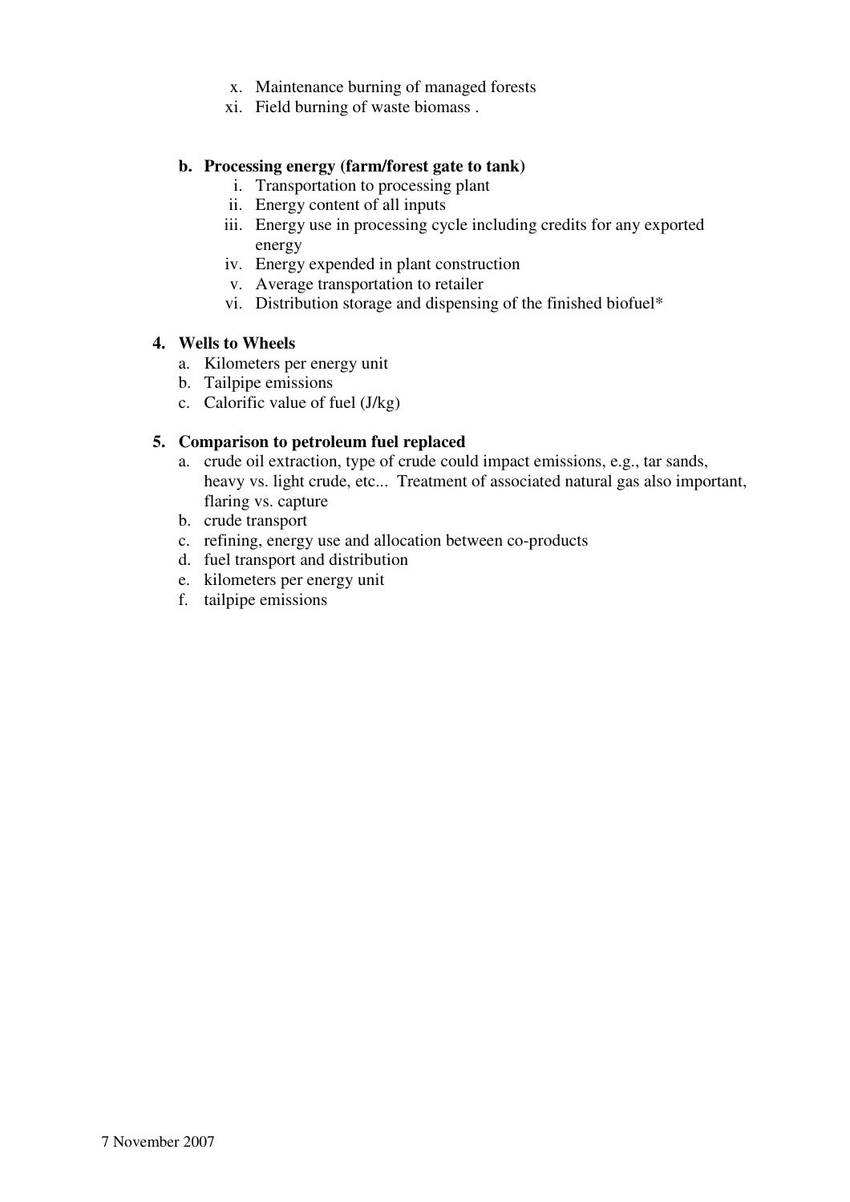x. Maintenance burning of managed forests
xi. Field burning of waste biomass .

**b. Processing energy (farm/forest gate to tank)**

i. Transportation to processing plant
ii. Energy content of all inputs
iii. Energy use in processing cycle including credits for any exported energy
iv. Energy expended in plant construction
v. Average transportation to retailer
vi. Distribution storage and dispensing of the finished biofuel*

**4. Wells to Wheels**

a. Kilometers per energy unit
b. Tailpipe emissions
c. Calorific value of fuel (J/kg)

**5. Comparison to petroleum fuel replaced**

a. crude oil extraction, type of crude could impact emissions, e.g., tar sands, heavy vs. light crude, etc... Treatment of associated natural gas also important, flaring vs. capture
b. crude transport
c. refining, energy use and allocation between co-products
d. fuel transport and distribution
e. kilometers per energy unit
f. tailpipe emissions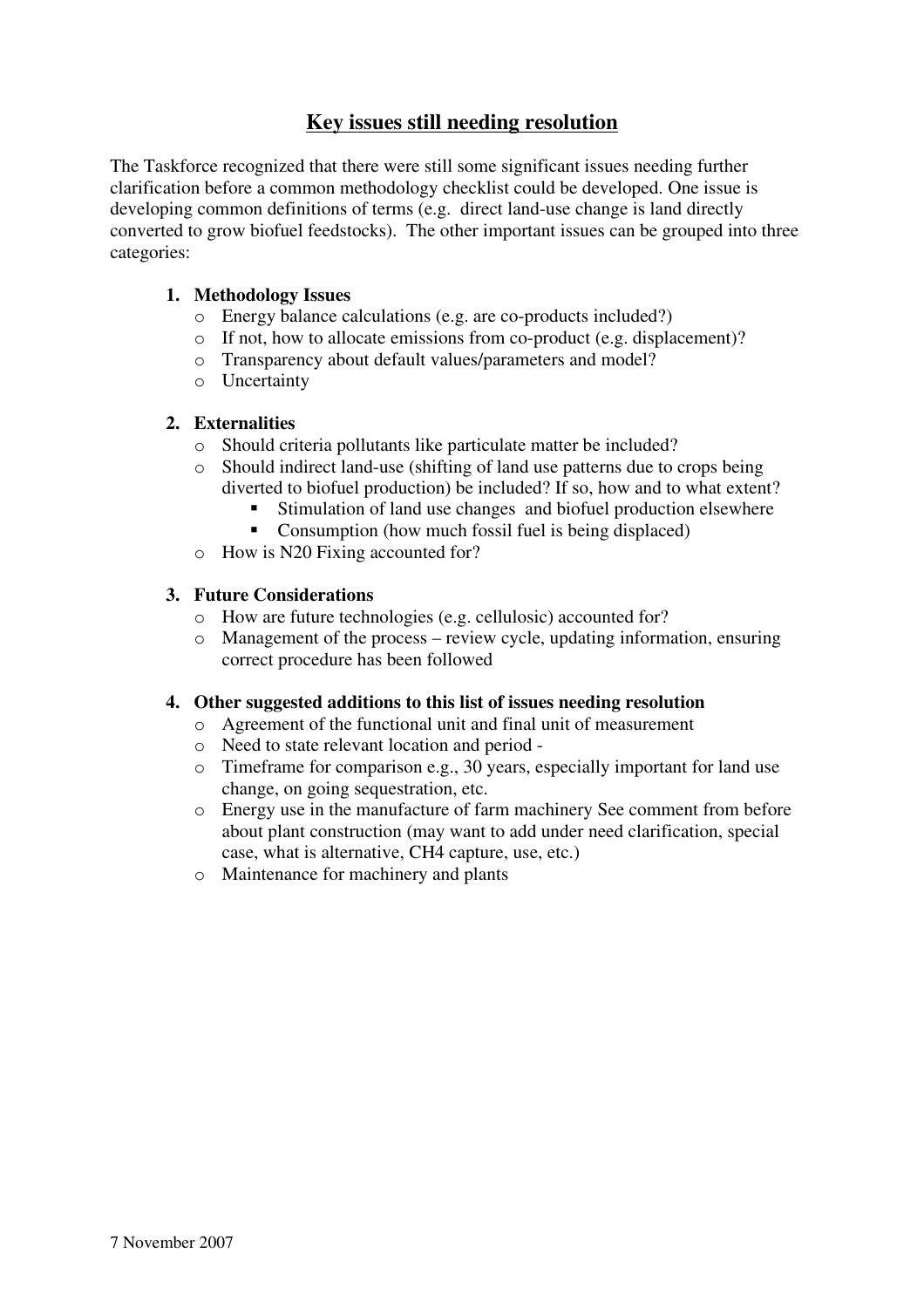## Key issues still needing resolution

The Taskforce recognized that there were still some significant issues needing further clarification before a common methodology checklist could be developed. One issue is developing common definitions of terms (e.g. direct land-use change is land directly converted to grow biofuel feedstocks). The other important issues can be grouped into three categories:

1. **Methodology Issues**
   - Energy balance calculations (e.g. are co-products included?)
   - If not, how to allocate emissions from co-product (e.g. displacement)?
   - Transparency about default values/parameters and model?
   - Uncertainty

2. **Externalities**
   - Should criteria pollutants like particulate matter be included?
   - Should indirect land-use (shifting of land use patterns due to crops being diverted to biofuel production) be included? If so, how and to what extent?
     - Stimulation of land use changes and biofuel production elsewhere
     - Consumption (how much fossil fuel is being displaced)
   - How is N20 Fixing accounted for?

3. **Future Considerations**
   - How are future technologies (e.g. cellulosic) accounted for?
   - Management of the process – review cycle, updating information, ensuring correct procedure has been followed

4. **Other suggested additions to this list of issues needing resolution**
   - Agreement of the functional unit and final unit of measurement
   - Need to state relevant location and period -
   - Timeframe for comparison e.g., 30 years, especially important for land use change, on going sequestration, etc.
   - Energy use in the manufacture of farm machinery See comment from before about plant construction (may want to add under need clarification, special case, what is alternative, $CH_4$ capture, use, etc.)
   - Maintenance for machinery and plants

7 November 2007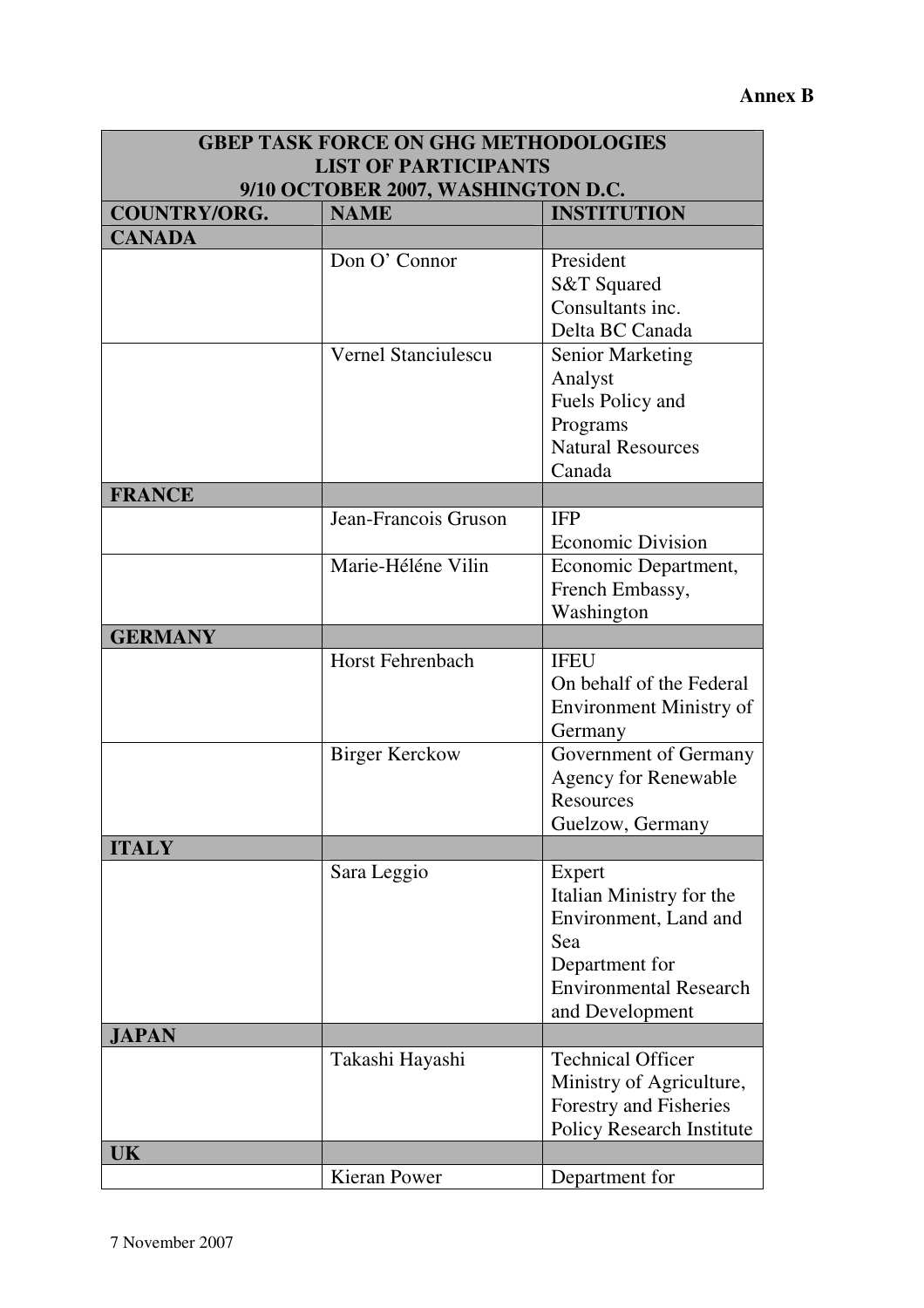**Annex B**

| GBEP TASK FORCE ON GHG METHODOLOGIES<br>LIST OF PARTICIPANTS<br>9/10 OCTOBER 2007, WASHINGTON D.C. | | |
|---|---|---|
| **COUNTRY/ORG.** | **NAME** | **INSTITUTION** |
| **CANADA** | | |
| | Don O' Connor | President<br>S&T Squared Consultants inc.<br>Delta BC Canada |
| | Vernel Stanciulescu | Senior Marketing Analyst<br>Fuels Policy and Programs<br>Natural Resources Canada |
| **FRANCE** | | |
| | Jean-Francois Gruson | IFP<br>Economic Division |
| | Marie-Héléne Vilin | Economic Department, French Embassy, Washington |
| **GERMANY** | | |
| | Horst Fehrenbach | IFEU<br>On behalf of the Federal Environment Ministry of Germany |
| | Birger Kerckow | Government of Germany<br>Agency for Renewable Resources<br>Guelzow, Germany |
| **ITALY** | | |
| | Sara Leggio | Expert<br>Italian Ministry for the Environment, Land and Sea<br>Department for Environmental Research and Development |
| **JAPAN** | | |
| | Takashi Hayashi | Technical Officer<br>Ministry of Agriculture, Forestry and Fisheries<br>Policy Research Institute |
| **UK** | | |
| | Kieran Power | Department for |

7 November 2007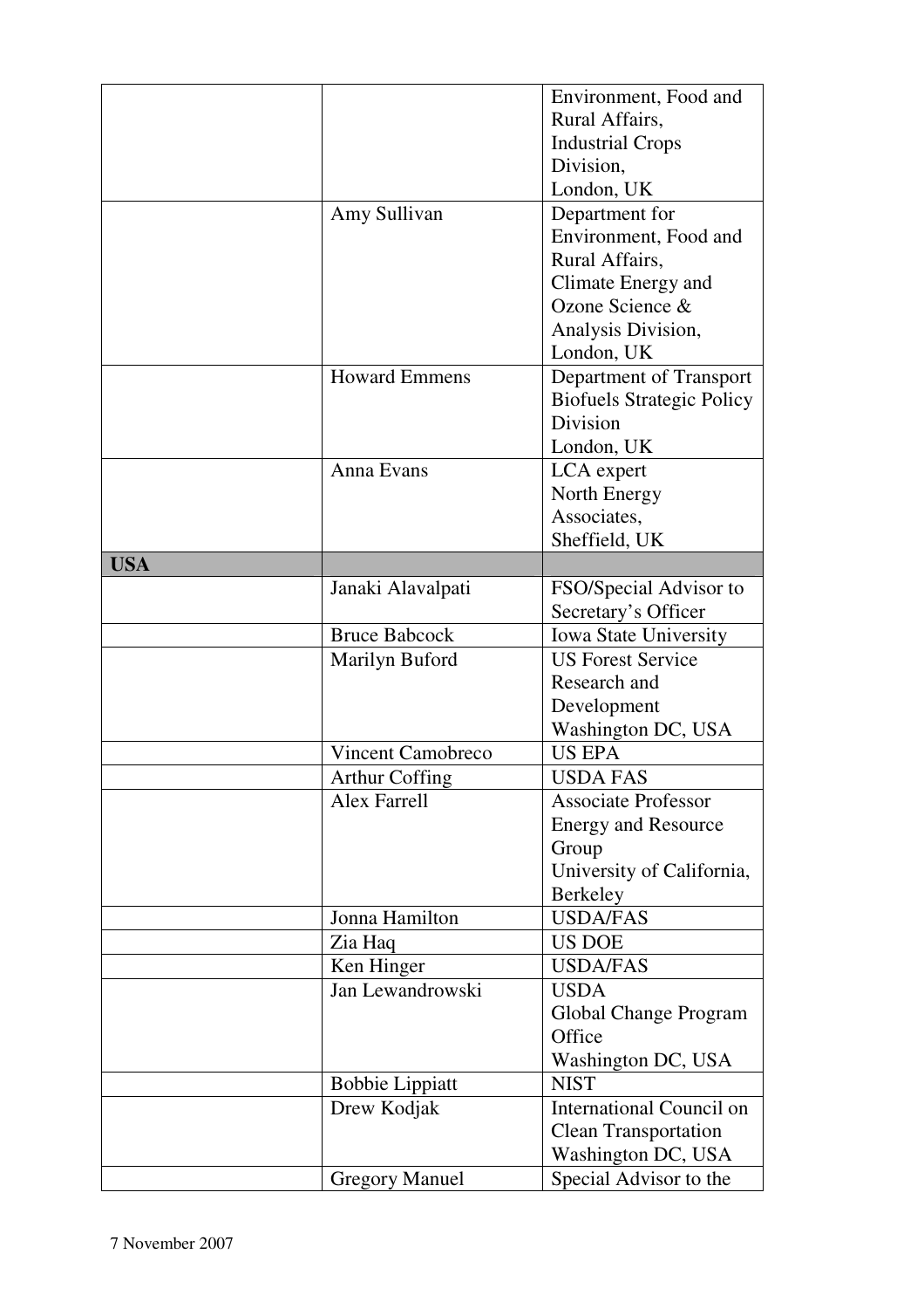| | | |
|---|---|---|
| | | Environment, Food and Rural Affairs, Industrial Crops Division, London, UK |
| | Amy Sullivan | Department for Environment, Food and Rural Affairs, Climate Energy and Ozone Science & Analysis Division, London, UK |
| | Howard Emmens | Department of Transport Biofuels Strategic Policy Division London, UK |
| | Anna Evans | LCA expert North Energy Associates, Sheffield, UK |
| **USA** | | |
| | Janaki Alavalpati | FSO/Special Advisor to Secretary's Officer |
| | Bruce Babcock | Iowa State University |
| | Marilyn Buford | US Forest Service Research and Development Washington DC, USA |
| | Vincent Camobreco | US EPA |
| | Arthur Coffing | USDA FAS |
| | Alex Farrell | Associate Professor Energy and Resource Group University of California, Berkeley |
| | Jonna Hamilton | USDA/FAS |
| | Zia Haq | US DOE |
| | Ken Hinger | USDA/FAS |
| | Jan Lewandrowski | USDA Global Change Program Office Washington DC, USA |
| | Bobbie Lippiatt | NIST |
| | Drew Kodjak | International Council on Clean Transportation Washington DC, USA |
| | Gregory Manuel | Special Advisor to the |

7 November 2007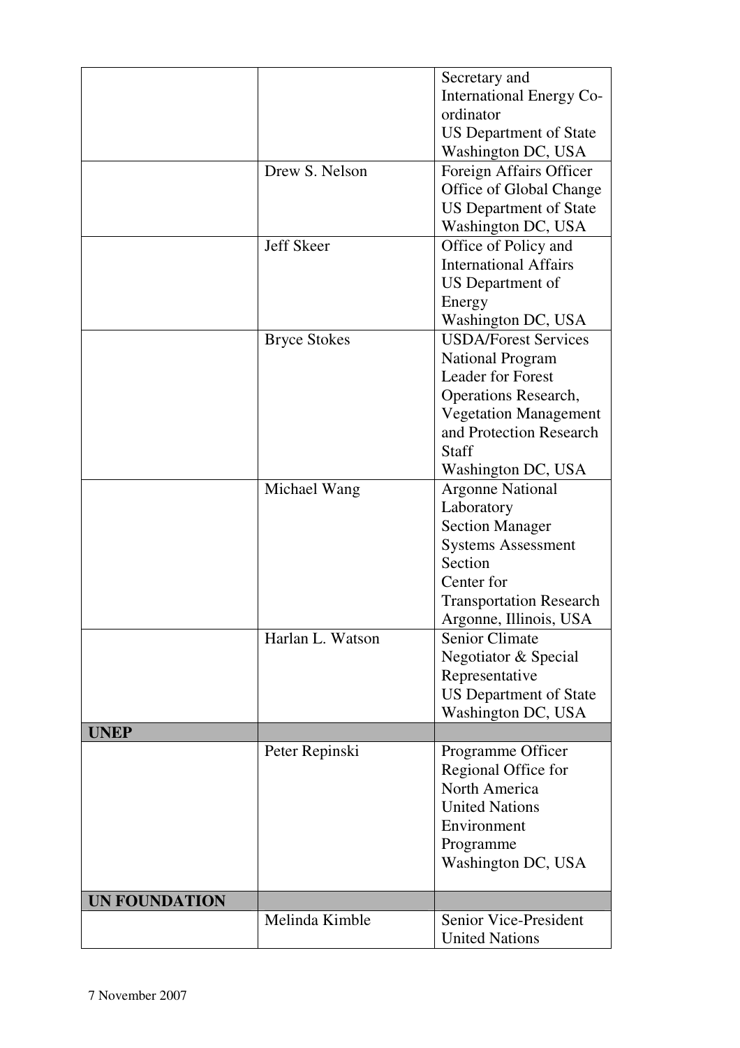| | | |
|---|---|---|
| | | Secretary and International Energy Co-ordinator US Department of State Washington DC, USA |
| | Drew S. Nelson | Foreign Affairs Officer Office of Global Change US Department of State Washington DC, USA |
| | Jeff Skeer | Office of Policy and International Affairs US Department of Energy Washington DC, USA |
| | Bryce Stokes | USDA/Forest Services National Program Leader for Forest Operations Research, Vegetation Management and Protection Research Staff Washington DC, USA |
| | Michael Wang | Argonne National Laboratory Section Manager Systems Assessment Section Center for Transportation Research Argonne, Illinois, USA |
| | Harlan L. Watson | Senior Climate Negotiator & Special Representative US Department of State Washington DC, USA |
| **UNEP** | | |
| | Peter Repinski | Programme Officer Regional Office for North America United Nations Environment Programme Washington DC, USA |
| **UN FOUNDATION** | | |
| | Melinda Kimble | Senior Vice-President United Nations |

7 November 2007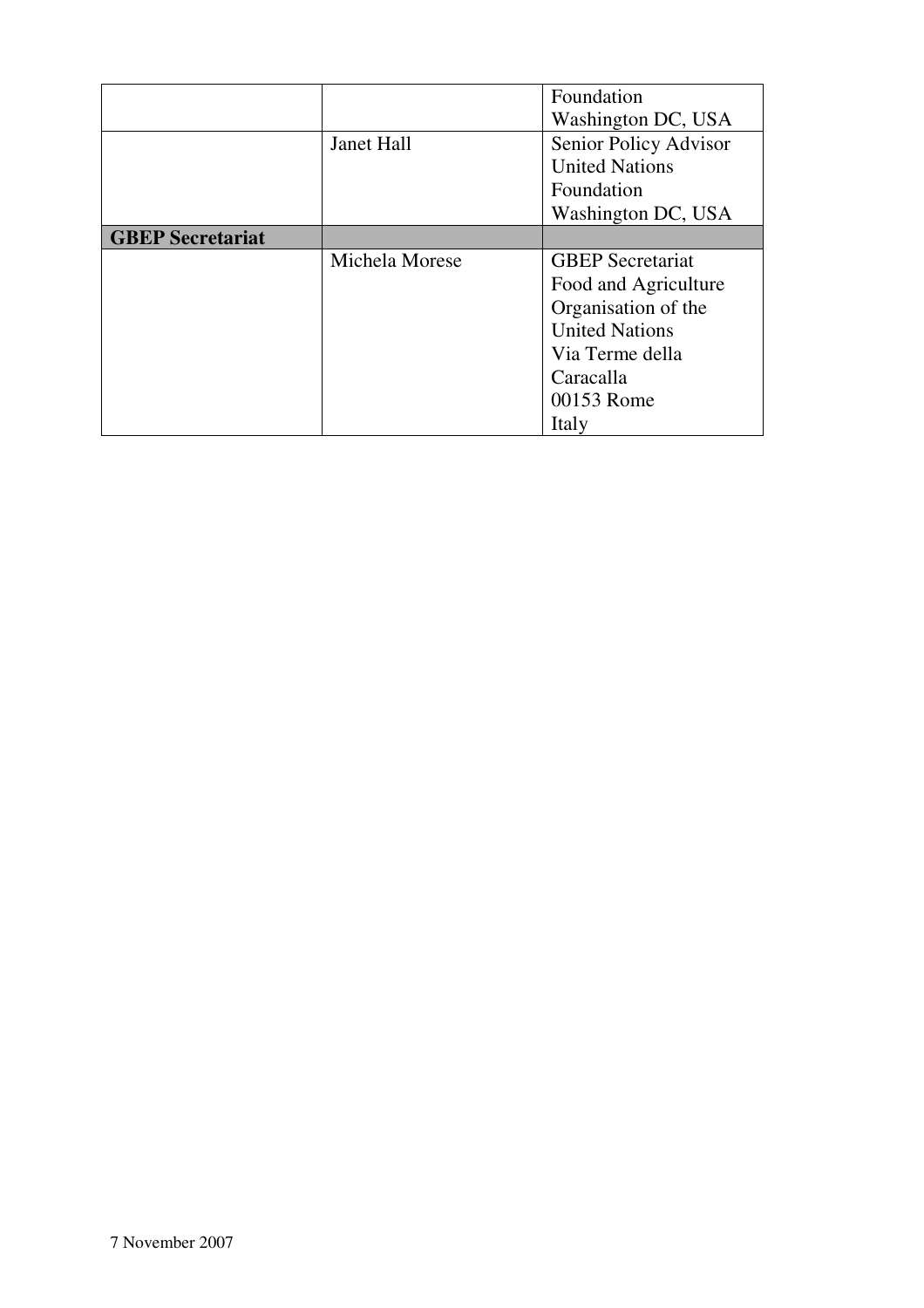| | | |
|---|---|---|
| | | Foundation<br>Washington DC, USA |
| | Janet Hall | Senior Policy Advisor<br>United Nations Foundation<br>Washington DC, USA |
| **GBEP Secretariat** | | |
| | Michela Morese | GBEP Secretariat<br>Food and Agriculture Organisation of the United Nations<br>Via Terme della Caracalla<br>00153 Rome<br>Italy |

7 November 2007